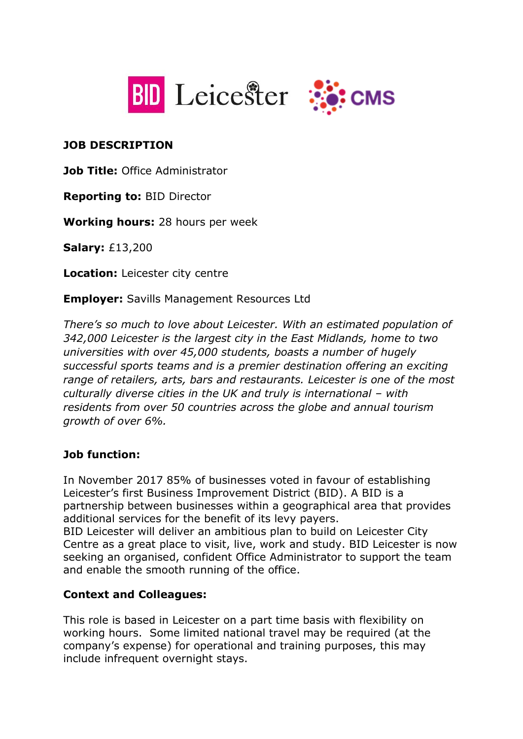BID Leicester CMS

## JOB DESCRIPTION

**Job Title:** Office Administrator

**Reporting to:** BID Director

**Working hours:** 28 hours per week

**Salary:** £13,200

**Location:** Leicester city centre

**Employer:** Savills Management Resources Ltd

*There's so much to love about Leicester. With an estimated population of 342,000 Leicester is the largest city in the East Midlands, home to two universities with over 45,000 students, boasts a number of hugely successful sports teams and is a premier destination offering an exciting range of retailers, arts, bars and restaurants. Leicester is one of the most culturally diverse cities in the UK and truly is international – with residents from over 50 countries across the globe and annual tourism growth of over 6%.*

### Job function:

In November 2017 85% of businesses voted in favour of establishing Leicester's first Business Improvement District (BID). A BID is a partnership between businesses within a geographical area that provides additional services for the benefit of its levy payers.
BID Leicester will deliver an ambitious plan to build on Leicester City Centre as a great place to visit, live, work and study. BID Leicester is now seeking an organised, confident Office Administrator to support the team and enable the smooth running of the office.

### Context and Colleagues:

This role is based in Leicester on a part time basis with flexibility on working hours. Some limited national travel may be required (at the company's expense) for operational and training purposes, this may include infrequent overnight stays.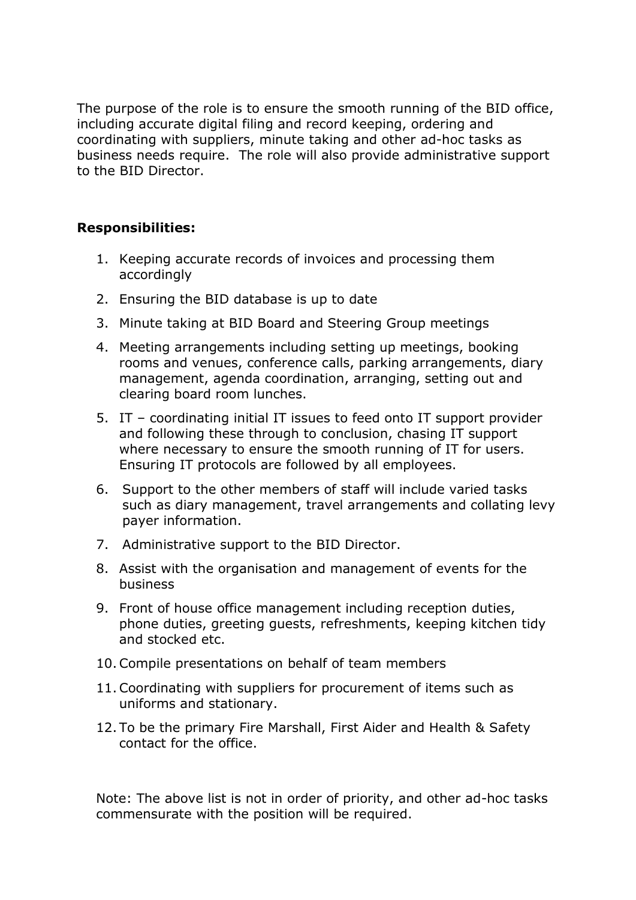The purpose of the role is to ensure the smooth running of the BID office, including accurate digital filing and record keeping, ordering and coordinating with suppliers, minute taking and other ad-hoc tasks as business needs require. The role will also provide administrative support to the BID Director.

**Responsibilities:**

1. Keeping accurate records of invoices and processing them accordingly
2. Ensuring the BID database is up to date
3. Minute taking at BID Board and Steering Group meetings
4. Meeting arrangements including setting up meetings, booking rooms and venues, conference calls, parking arrangements, diary management, agenda coordination, arranging, setting out and clearing board room lunches.
5. IT – coordinating initial IT issues to feed onto IT support provider and following these through to conclusion, chasing IT support where necessary to ensure the smooth running of IT for users. Ensuring IT protocols are followed by all employees.
6. Support to the other members of staff will include varied tasks such as diary management, travel arrangements and collating levy payer information.
7. Administrative support to the BID Director.
8. Assist with the organisation and management of events for the business
9. Front of house office management including reception duties, phone duties, greeting guests, refreshments, keeping kitchen tidy and stocked etc.
10. Compile presentations on behalf of team members
11. Coordinating with suppliers for procurement of items such as uniforms and stationary.
12. To be the primary Fire Marshall, First Aider and Health & Safety contact for the office.

Note: The above list is not in order of priority, and other ad-hoc tasks commensurate with the position will be required.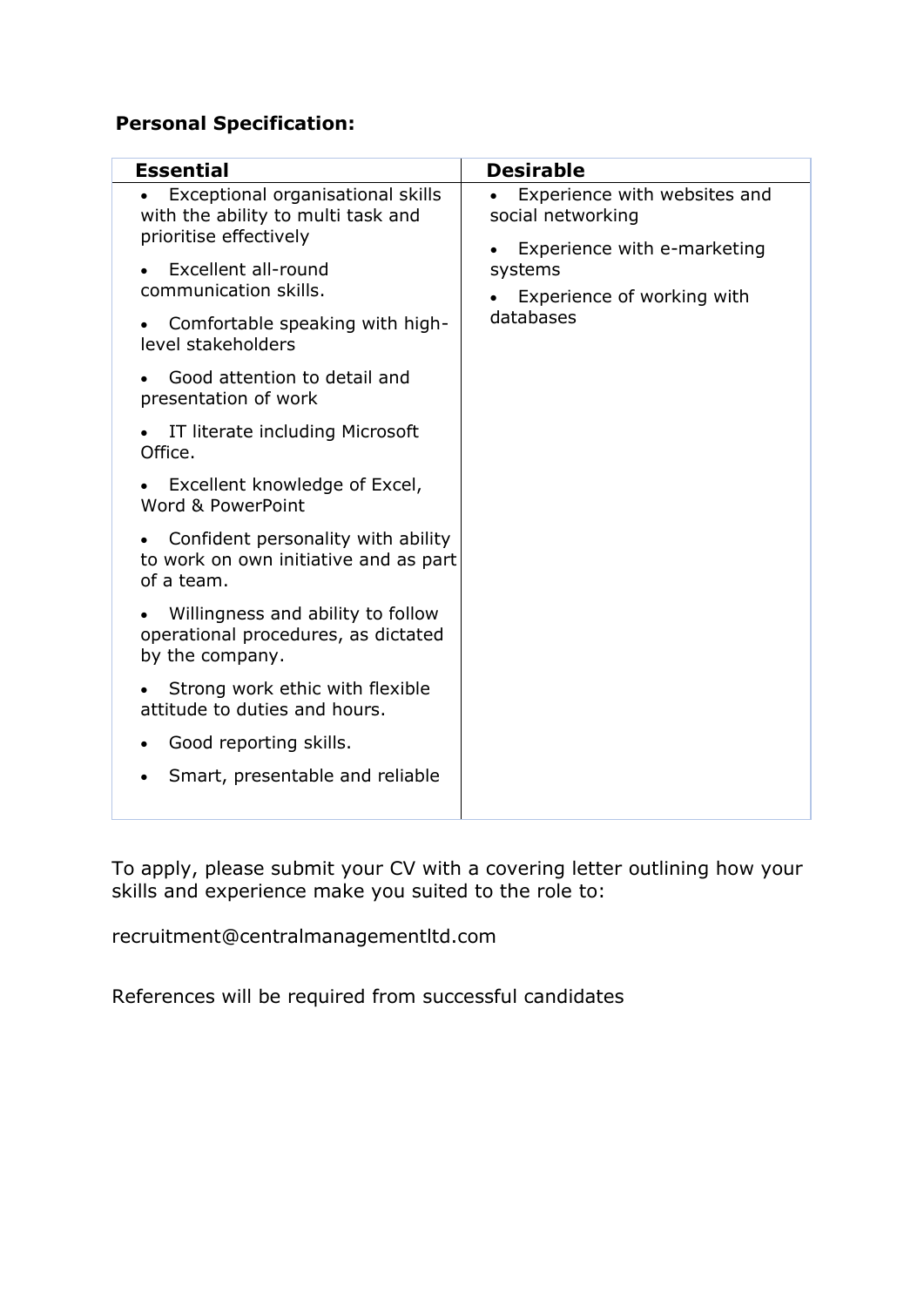**Personal Specification:**

| Essential | Desirable |
| --- | --- |
| • Exceptional organisational skills with the ability to multi task and prioritise effectively<br>• Excellent all-round communication skills.<br>• Comfortable speaking with high-level stakeholders<br>• Good attention to detail and presentation of work<br>• IT literate including Microsoft Office.<br>• Excellent knowledge of Excel, Word & PowerPoint<br>• Confident personality with ability to work on own initiative and as part of a team.<br>• Willingness and ability to follow operational procedures, as dictated by the company.<br>• Strong work ethic with flexible attitude to duties and hours.<br>• Good reporting skills.<br>• Smart, presentable and reliable | • Experience with websites and social networking<br>• Experience with e-marketing systems<br>• Experience of working with databases |

To apply, please submit your CV with a covering letter outlining how your skills and experience make you suited to the role to:

recruitment@centralmanagementltd.com

References will be required from successful candidates